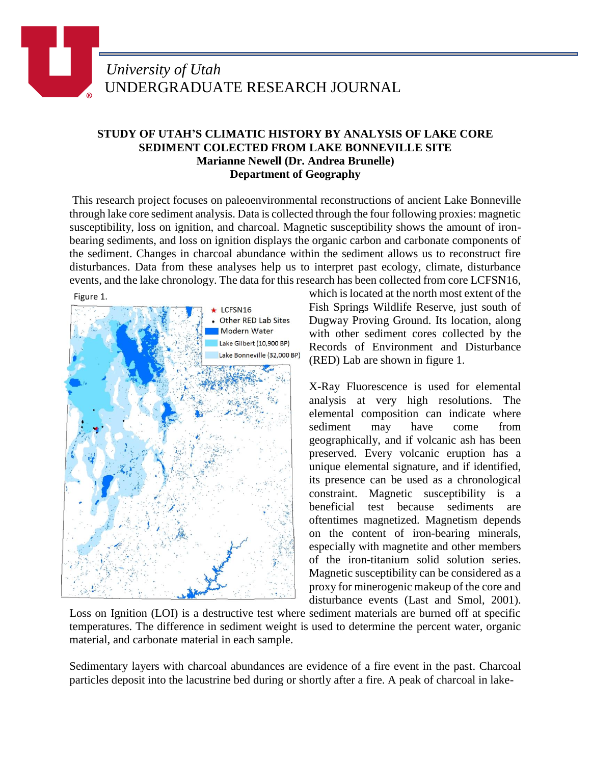University of Utah
UNDERGRADUATE RESEARCH JOURNAL

# STUDY OF UTAH'S CLIMATIC HISTORY BY ANALYSIS OF LAKE CORE SEDIMENT COLECTED FROM LAKE BONNEVILLE SITE

**Marianne Newell (Dr. Andrea Brunelle)**
**Department of Geography**

This research project focuses on paleoenvironmental reconstructions of ancient Lake Bonneville through lake core sediment analysis. Data is collected through the four following proxies: magnetic susceptibility, loss on ignition, and charcoal. Magnetic susceptibility shows the amount of iron-bearing sediments, and loss on ignition displays the organic carbon and carbonate components of the sediment. Changes in charcoal abundance within the sediment allows us to reconstruct fire disturbances. Data from these analyses help us to interpret past ecology, climate, disturbance events, and the lake chronology. The data for this research has been collected from core LCFSN16, which is located at the north most extent of the Fish Springs Wildlife Reserve, just south of Dugway Proving Ground. Its location, along with other sediment cores collected by the Records of Environment and Disturbance (RED) Lab are shown in figure 1.

Figure 1.

★ LCFSN16
• Other RED Lab Sites
Modern Water
Lake Gilbert (10,900 BP)
Lake Bonneville (32,000 BP)

X-Ray Fluorescence is used for elemental analysis at very high resolutions. The elemental composition can indicate where sediment may have come from geographically, and if volcanic ash has been preserved. Every volcanic eruption has a unique elemental signature, and if identified, its presence can be used as a chronological constraint. Magnetic susceptibility is a beneficial test because sediments are oftentimes magnetized. Magnetism depends on the content of iron-bearing minerals, especially with magnetite and other members of the iron-titanium solid solution series. Magnetic susceptibility can be considered as a proxy for minerogenic makeup of the core and disturbance events (Last and Smol, 2001). Loss on Ignition (LOI) is a destructive test where sediment materials are burned off at specific temperatures. The difference in sediment weight is used to determine the percent water, organic material, and carbonate material in each sample.

Sedimentary layers with charcoal abundances are evidence of a fire event in the past. Charcoal particles deposit into the lacustrine bed during or shortly after a fire. A peak of charcoal in lake-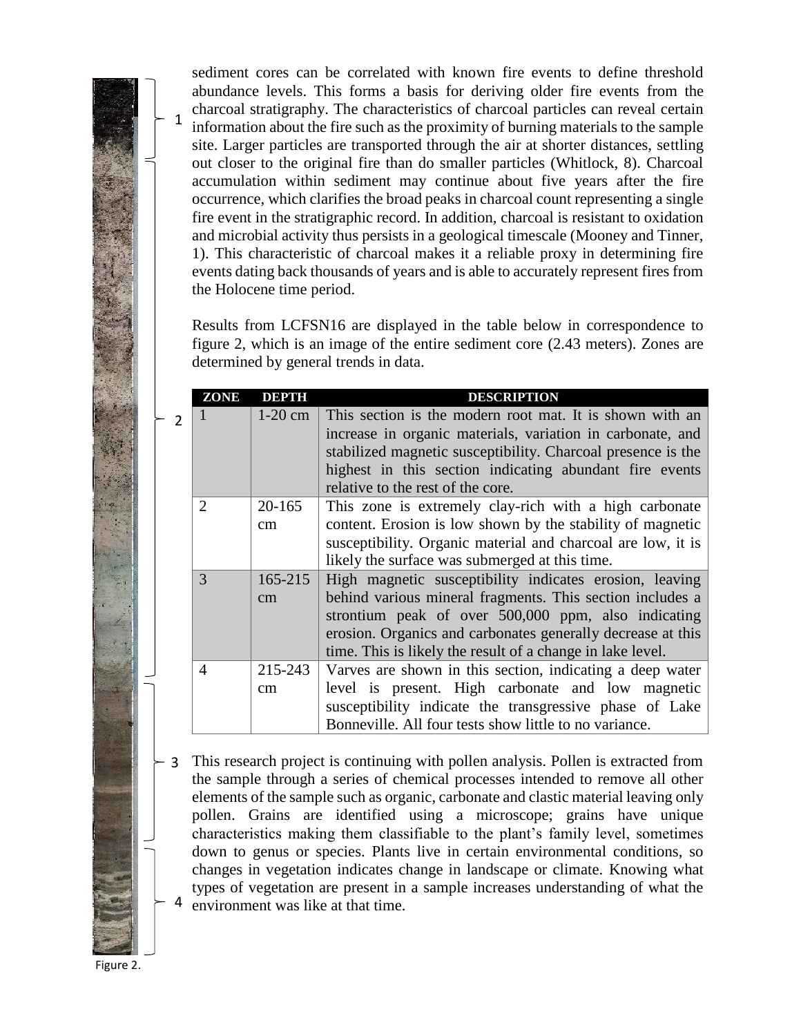sediment cores can be correlated with known fire events to define threshold abundance levels. This forms a basis for deriving older fire events from the charcoal stratigraphy. The characteristics of charcoal particles can reveal certain information about the fire such as the proximity of burning materials to the sample site. Larger particles are transported through the air at shorter distances, settling out closer to the original fire than do smaller particles (Whitlock, 8). Charcoal accumulation within sediment may continue about five years after the fire occurrence, which clarifies the broad peaks in charcoal count representing a single fire event in the stratigraphic record. In addition, charcoal is resistant to oxidation and microbial activity thus persists in a geological timescale (Mooney and Tinner, 1). This characteristic of charcoal makes it a reliable proxy in determining fire events dating back thousands of years and is able to accurately represent fires from the Holocene time period.

Results from LCFSN16 are displayed in the table below in correspondence to figure 2, which is an image of the entire sediment core (2.43 meters). Zones are determined by general trends in data.

| ZONE | DEPTH | DESCRIPTION |
|---|---|---|
| 1 | 1-20 cm | This section is the modern root mat. It is shown with an increase in organic materials, variation in carbonate, and stabilized magnetic susceptibility. Charcoal presence is the highest in this section indicating abundant fire events relative to the rest of the core. |
| 2 | 20-165 cm | This zone is extremely clay-rich with a high carbonate content. Erosion is low shown by the stability of magnetic susceptibility. Organic material and charcoal are low, it is likely the surface was submerged at this time. |
| 3 | 165-215 cm | High magnetic susceptibility indicates erosion, leaving behind various mineral fragments. This section includes a strontium peak of over 500,000 ppm, also indicating erosion. Organics and carbonates generally decrease at this time. This is likely the result of a change in lake level. |
| 4 | 215-243 cm | Varves are shown in this section, indicating a deep water level is present. High carbonate and low magnetic susceptibility indicate the transgressive phase of Lake Bonneville. All four tests show little to no variance. |

This research project is continuing with pollen analysis. Pollen is extracted from the sample through a series of chemical processes intended to remove all other elements of the sample such as organic, carbonate and clastic material leaving only pollen. Grains are identified using a microscope; grains have unique characteristics making them classifiable to the plant's family level, sometimes down to genus or species. Plants live in certain environmental conditions, so changes in vegetation indicates change in landscape or climate. Knowing what types of vegetation are present in a sample increases understanding of what the environment was like at that time.

Figure 2.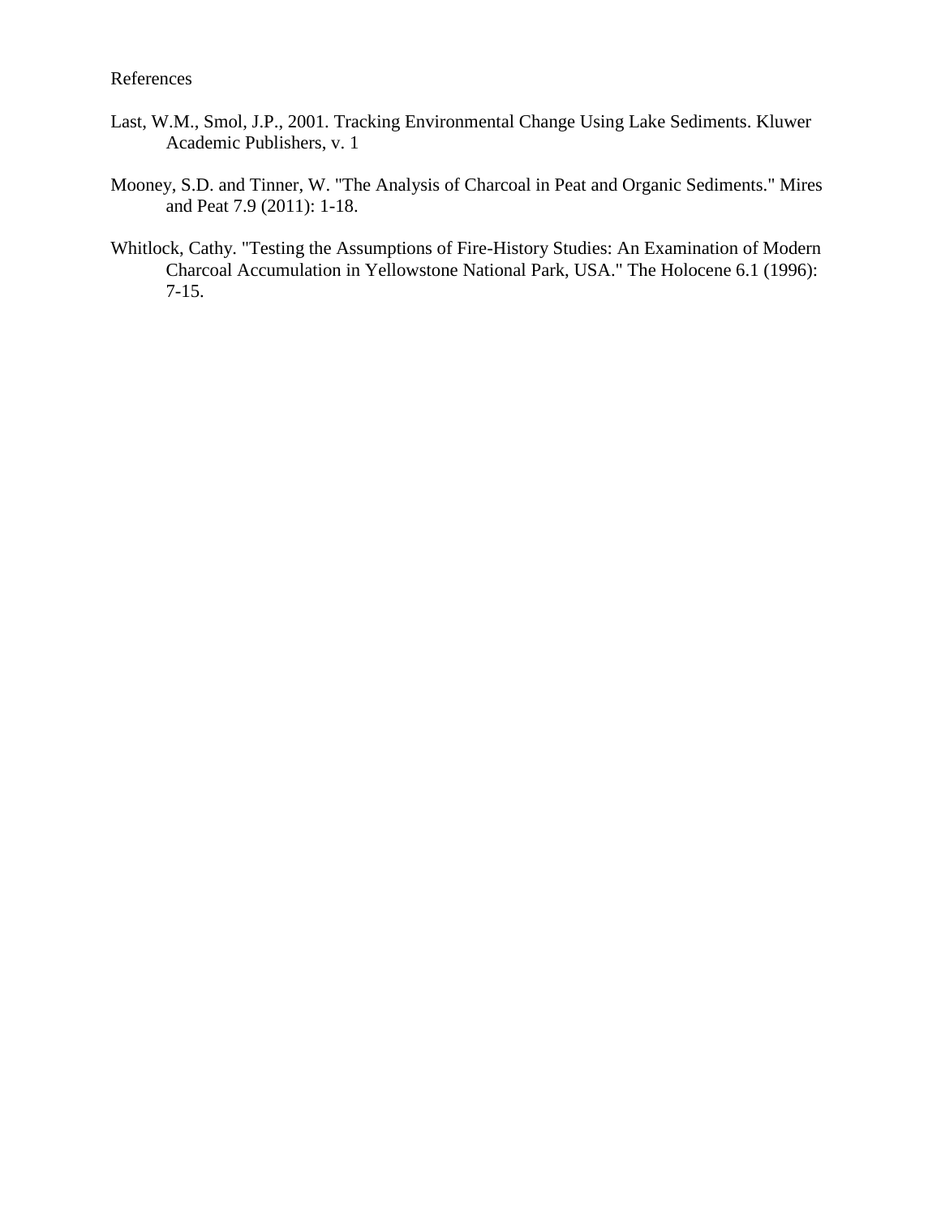References

Last, W.M., Smol, J.P., 2001. Tracking Environmental Change Using Lake Sediments. Kluwer Academic Publishers, v. 1

Mooney, S.D. and Tinner, W. "The Analysis of Charcoal in Peat and Organic Sediments." Mires and Peat 7.9 (2011): 1-18.

Whitlock, Cathy. "Testing the Assumptions of Fire-History Studies: An Examination of Modern Charcoal Accumulation in Yellowstone National Park, USA." The Holocene 6.1 (1996): 7-15.